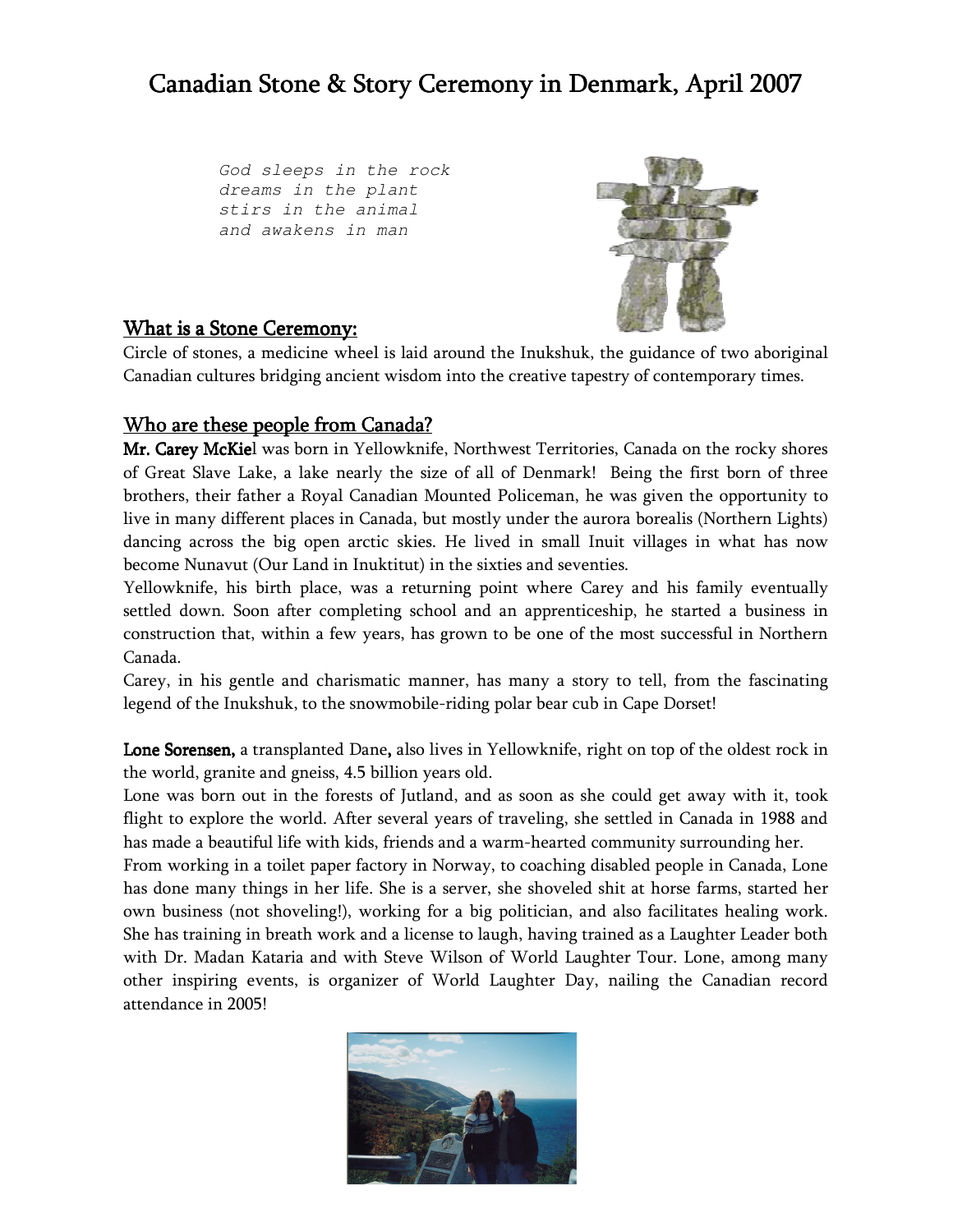# Canadian Stone & Story Ceremony in Denmark, April 2007

*God sleeps in the rock*
*dreams in the plant*
*stirs in the animal*
*and awakens in man*

## What is a Stone Ceremony:

Circle of stones, a medicine wheel is laid around the Inukshuk, the guidance of two aboriginal Canadian cultures bridging ancient wisdom into the creative tapestry of contemporary times.

## Who are these people from Canada?

**Mr. Carey McKie**l was born in Yellowknife, Northwest Territories, Canada on the rocky shores of Great Slave Lake, a lake nearly the size of all of Denmark! Being the first born of three brothers, their father a Royal Canadian Mounted Policeman, he was given the opportunity to live in many different places in Canada, but mostly under the aurora borealis (Northern Lights) dancing across the big open arctic skies. He lived in small Inuit villages in what has now become Nunavut (Our Land in Inuktitut) in the sixties and seventies.

Yellowknife, his birth place, was a returning point where Carey and his family eventually settled down. Soon after completing school and an apprenticeship, he started a business in construction that, within a few years, has grown to be one of the most successful in Northern Canada.

Carey, in his gentle and charismatic manner, has many a story to tell, from the fascinating legend of the Inukshuk, to the snowmobile-riding polar bear cub in Cape Dorset!

**Lone Sorensen,** a transplanted Dane**,** also lives in Yellowknife, right on top of the oldest rock in the world, granite and gneiss, 4.5 billion years old.

Lone was born out in the forests of Jutland, and as soon as she could get away with it, took flight to explore the world. After several years of traveling, she settled in Canada in 1988 and has made a beautiful life with kids, friends and a warm-hearted community surrounding her.

From working in a toilet paper factory in Norway, to coaching disabled people in Canada, Lone has done many things in her life. She is a server, she shoveled shit at horse farms, started her own business (not shoveling!), working for a big politician, and also facilitates healing work. She has training in breath work and a license to laugh, having trained as a Laughter Leader both with Dr. Madan Kataria and with Steve Wilson of World Laughter Tour. Lone, among many other inspiring events, is organizer of World Laughter Day, nailing the Canadian record attendance in 2005!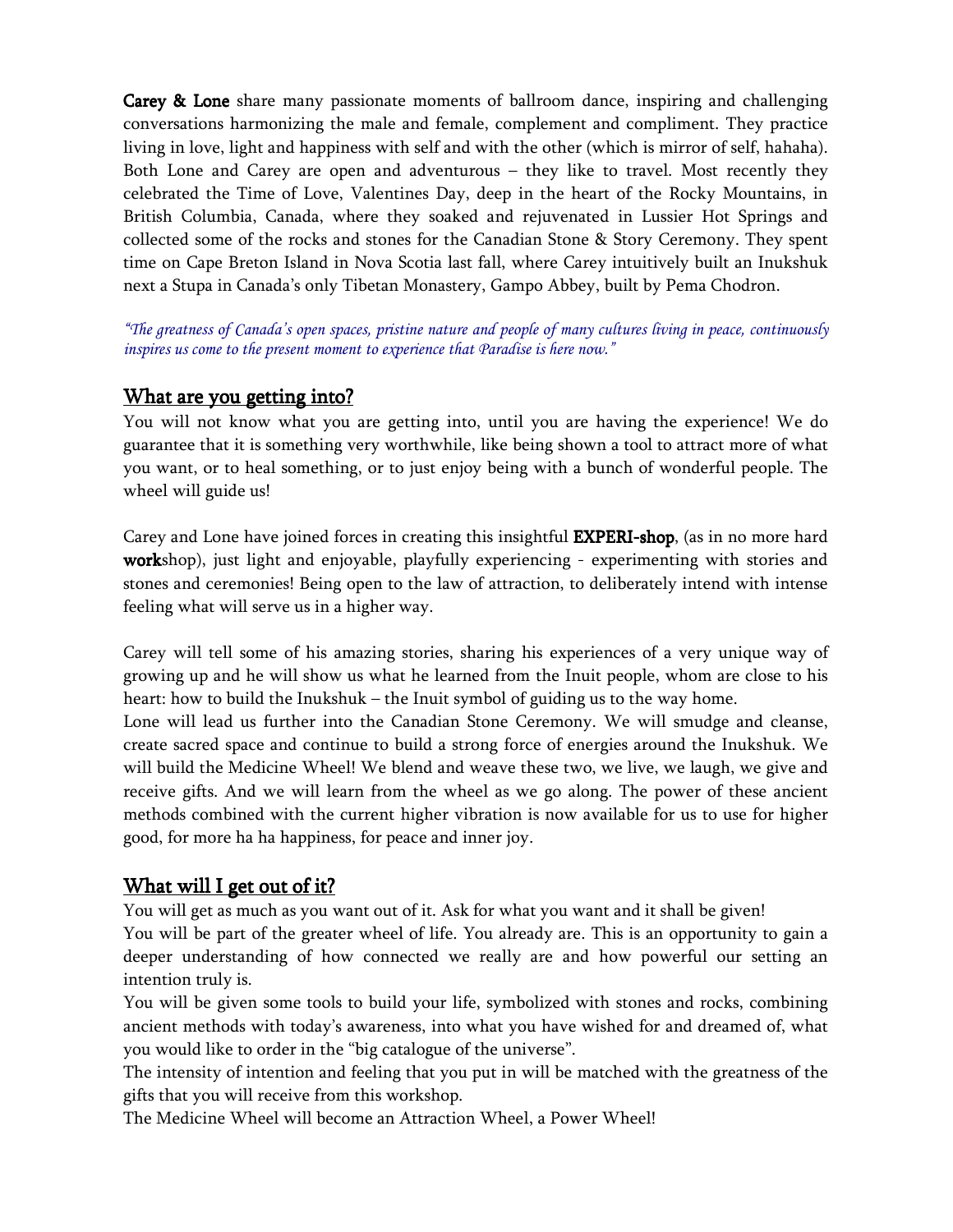**Carey & Lone** share many passionate moments of ballroom dance, inspiring and challenging conversations harmonizing the male and female, complement and compliment. They practice living in love, light and happiness with self and with the other (which is mirror of self, hahaha). Both Lone and Carey are open and adventurous – they like to travel. Most recently they celebrated the Time of Love, Valentines Day, deep in the heart of the Rocky Mountains, in British Columbia, Canada, where they soaked and rejuvenated in Lussier Hot Springs and collected some of the rocks and stones for the Canadian Stone & Story Ceremony. They spent time on Cape Breton Island in Nova Scotia last fall, where Carey intuitively built an Inukshuk next a Stupa in Canada's only Tibetan Monastery, Gampo Abbey, built by Pema Chodron.

*"The greatness of Canada's open spaces, pristine nature and people of many cultures living in peace, continuously inspires us come to the present moment to experience that Paradise is here now."*

## What are you getting into?

You will not know what you are getting into, until you are having the experience! We do guarantee that it is something very worthwhile, like being shown a tool to attract more of what you want, or to heal something, or to just enjoy being with a bunch of wonderful people. The wheel will guide us!

Carey and Lone have joined forces in creating this insightful **EXPERI-shop**, (as in no more hard **work**shop), just light and enjoyable, playfully experiencing - experimenting with stories and stones and ceremonies! Being open to the law of attraction, to deliberately intend with intense feeling what will serve us in a higher way.

Carey will tell some of his amazing stories, sharing his experiences of a very unique way of growing up and he will show us what he learned from the Inuit people, whom are close to his heart: how to build the Inukshuk – the Inuit symbol of guiding us to the way home.
Lone will lead us further into the Canadian Stone Ceremony. We will smudge and cleanse, create sacred space and continue to build a strong force of energies around the Inukshuk. We will build the Medicine Wheel! We blend and weave these two, we live, we laugh, we give and receive gifts. And we will learn from the wheel as we go along. The power of these ancient methods combined with the current higher vibration is now available for us to use for higher good, for more ha ha happiness, for peace and inner joy.

## What will I get out of it?

You will get as much as you want out of it. Ask for what you want and it shall be given!
You will be part of the greater wheel of life. You already are. This is an opportunity to gain a deeper understanding of how connected we really are and how powerful our setting an intention truly is.
You will be given some tools to build your life, symbolized with stones and rocks, combining ancient methods with today's awareness, into what you have wished for and dreamed of, what you would like to order in the "big catalogue of the universe".
The intensity of intention and feeling that you put in will be matched with the greatness of the gifts that you will receive from this workshop.
The Medicine Wheel will become an Attraction Wheel, a Power Wheel!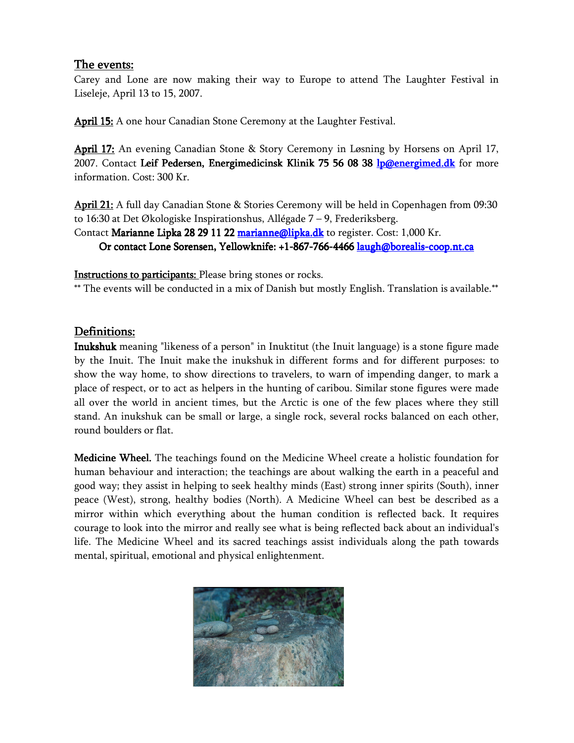## The events:

Carey and Lone are now making their way to Europe to attend The Laughter Festival in Liseleje, April 13 to 15, 2007.

**April 15:** A one hour Canadian Stone Ceremony at the Laughter Festival.

**April 17:** An evening Canadian Stone & Story Ceremony in Løsning by Horsens on April 17, 2007. Contact **Leif Pedersen, Energimedicinsk Klinik 75 56 08 38** lp@energimed.dk for more information. Cost: 300 Kr.

**April 21:** A full day Canadian Stone & Stories Ceremony will be held in Copenhagen from 09:30 to 16:30 at Det Økologiske Inspirationshus, Allégade 7 – 9, Frederiksberg.
Contact **Marianne Lipka 28 29 11 22** marianne@lipka.dk to register. Cost: 1,000 Kr.
**Or contact Lone Sorensen, Yellowknife: +1-867-766-4466** laugh@borealis-coop.nt.ca

**Instructions to participants:** Please bring stones or rocks.
** The events will be conducted in a mix of Danish but mostly English. Translation is available.**

## Definitions:

**Inukshuk** meaning "likeness of a person" in Inuktitut (the Inuit language) is a stone figure made by the Inuit. The Inuit make the inukshuk in different forms and for different purposes: to show the way home, to show directions to travelers, to warn of impending danger, to mark a place of respect, or to act as helpers in the hunting of caribou. Similar stone figures were made all over the world in ancient times, but the Arctic is one of the few places where they still stand. An inukshuk can be small or large, a single rock, several rocks balanced on each other, round boulders or flat.

**Medicine Wheel.** The teachings found on the Medicine Wheel create a holistic foundation for human behaviour and interaction; the teachings are about walking the earth in a peaceful and good way; they assist in helping to seek healthy minds (East) strong inner spirits (South), inner peace (West), strong, healthy bodies (North). A Medicine Wheel can best be described as a mirror within which everything about the human condition is reflected back. It requires courage to look into the mirror and really see what is being reflected back about an individual's life. The Medicine Wheel and its sacred teachings assist individuals along the path towards mental, spiritual, emotional and physical enlightenment.